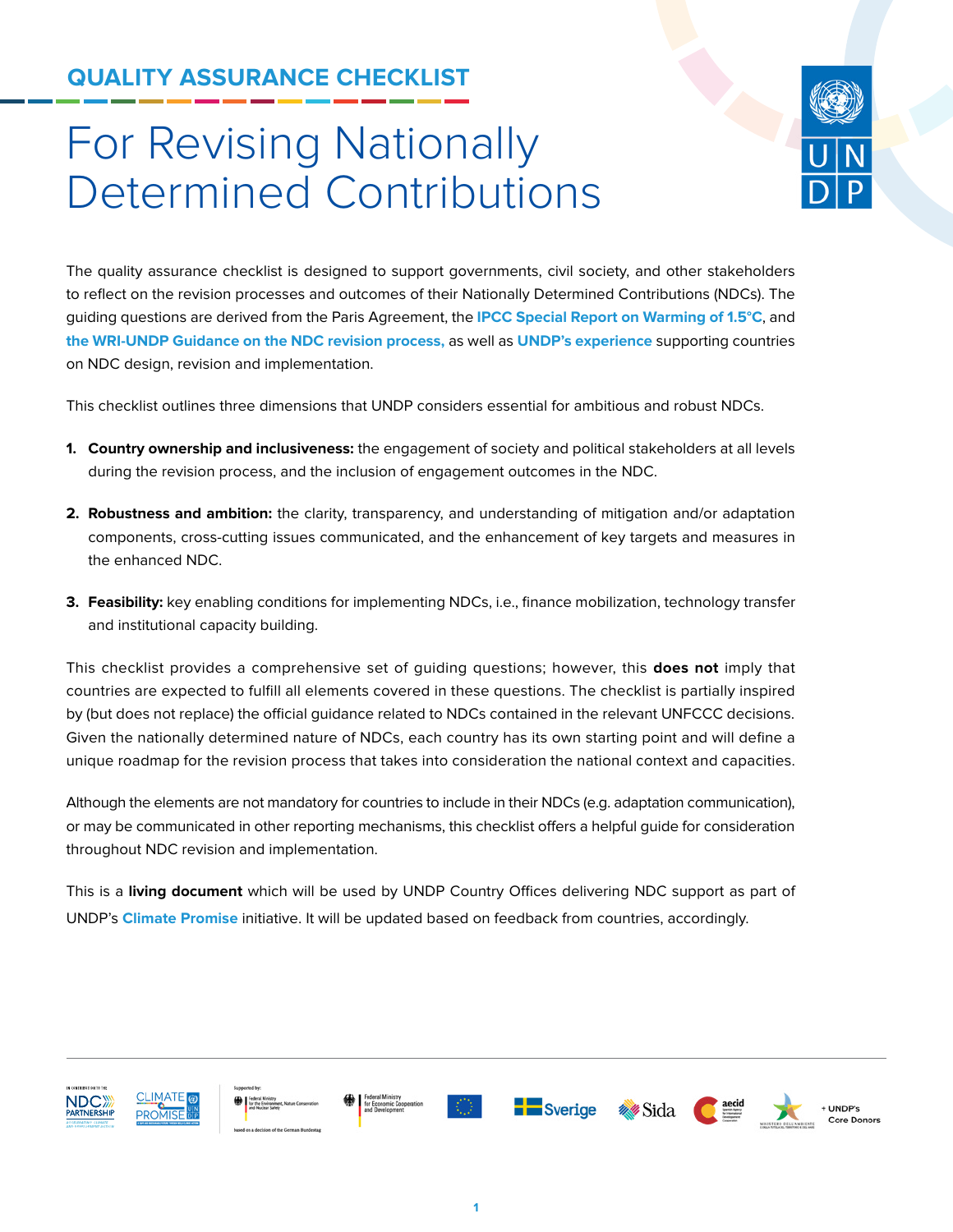## QUALITY ASSURANCE CHECKLIST

# For Revising Nationally Determined Contributions

The quality assurance checklist is designed to support governments, civil society, and other stakeholders to reflect on the revision processes and outcomes of their Nationally Determined Contributions (NDCs). The guiding questions are derived from the Paris Agreement, the **IPCC Special Report on Warming of 1.5°C**, and **the WRI-UNDP Guidance on the NDC revision process,** as well as **UNDP's experience** supporting countries on NDC design, revision and implementation.

This checklist outlines three dimensions that UNDP considers essential for ambitious and robust NDCs.

1. **Country ownership and inclusiveness:** the engagement of society and political stakeholders at all levels during the revision process, and the inclusion of engagement outcomes in the NDC.
2. **Robustness and ambition:** the clarity, transparency, and understanding of mitigation and/or adaptation components, cross-cutting issues communicated, and the enhancement of key targets and measures in the enhanced NDC.
3. **Feasibility:** key enabling conditions for implementing NDCs, i.e., finance mobilization, technology transfer and institutional capacity building.

This checklist provides a comprehensive set of guiding questions; however, this **does not** imply that countries are expected to fulfill all elements covered in these questions. The checklist is partially inspired by (but does not replace) the official guidance related to NDCs contained in the relevant UNFCCC decisions. Given the nationally determined nature of NDCs, each country has its own starting point and will define a unique roadmap for the revision process that takes into consideration the national context and capacities.

Although the elements are not mandatory for countries to include in their NDCs (e.g. adaptation communication), or may be communicated in other reporting mechanisms, this checklist offers a helpful guide for consideration throughout NDC revision and implementation.

This is a **living document** which will be used by UNDP Country Offices delivering NDC support as part of UNDP's **Climate Promise** initiative. It will be updated based on feedback from countries, accordingly.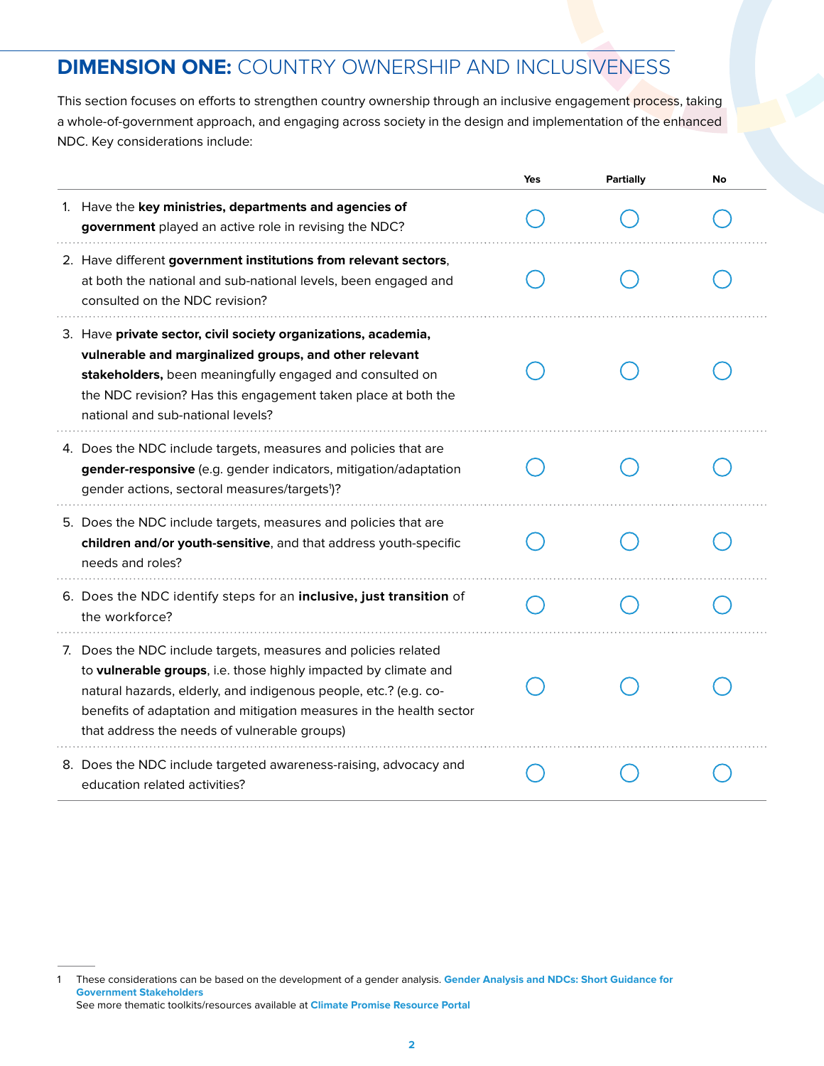## **DIMENSION ONE:** COUNTRY OWNERSHIP AND INCLUSIVENESS

This section focuses on efforts to strengthen country ownership through an inclusive engagement process, taking a whole-of-government approach, and engaging across society in the design and implementation of the enhanced NDC. Key considerations include:

| | Yes | Partially | No |
|---|---|---|---|
| 1. Have the **key ministries, departments and agencies of government** played an active role in revising the NDC? | ○ | ○ | ○ |
| 2. Have different **government institutions from relevant sectors**, at both the national and sub-national levels, been engaged and consulted on the NDC revision? | ○ | ○ | ○ |
| 3. Have **private sector, civil society organizations, academia, vulnerable and marginalized groups, and other relevant stakeholders,** been meaningfully engaged and consulted on the NDC revision? Has this engagement taken place at both the national and sub-national levels? | ○ | ○ | ○ |
| 4. Does the NDC include targets, measures and policies that are **gender-responsive** (e.g. gender indicators, mitigation/adaptation gender actions, sectoral measures/targets[1])? | ○ | ○ | ○ |
| 5. Does the NDC include targets, measures and policies that are **children and/or youth-sensitive**, and that address youth-specific needs and roles? | ○ | ○ | ○ |
| 6. Does the NDC identify steps for an **inclusive, just transition** of the workforce? | ○ | ○ | ○ |
| 7. Does the NDC include targets, measures and policies related to **vulnerable groups**, i.e. those highly impacted by climate and natural hazards, elderly, and indigenous people, etc.? (e.g. co-benefits of adaptation and mitigation measures in the health sector that address the needs of vulnerable groups) | ○ | ○ | ○ |
| 8. Does the NDC include targeted awareness-raising, advocacy and education related activities? | ○ | ○ | ○ |

---

1 These considerations can be based on the development of a gender analysis. **Gender Analysis and NDCs: Short Guidance for Government Stakeholders**
See more thematic toolkits/resources available at **Climate Promise Resource Portal**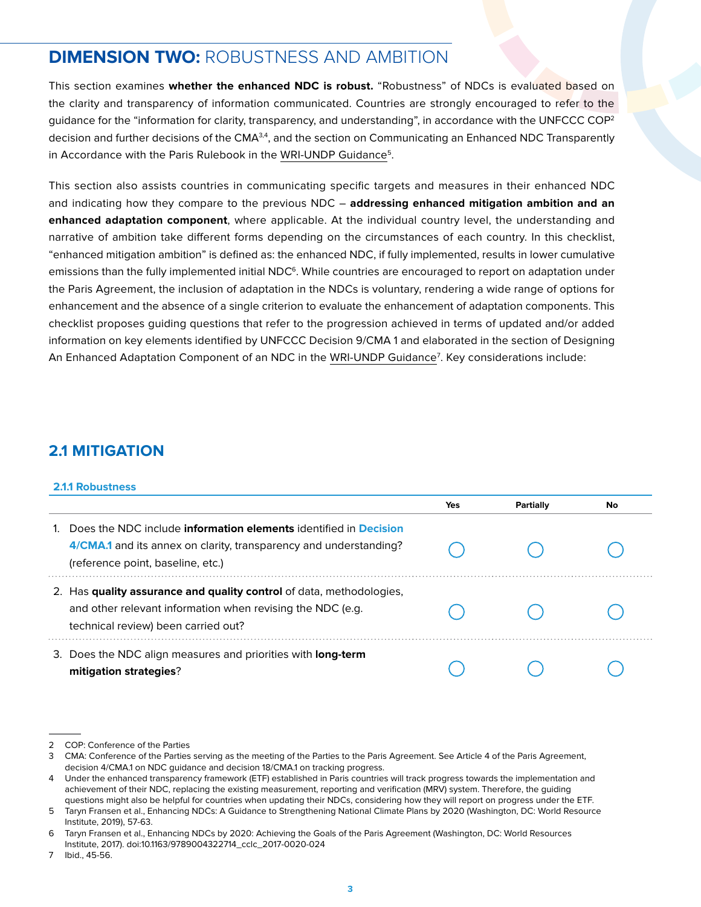## **DIMENSION TWO:** ROBUSTNESS AND AMBITION

This section examines **whether the enhanced NDC is robust.** "Robustness" of NDCs is evaluated based on the clarity and transparency of information communicated. Countries are strongly encouraged to refer to the guidance for the "information for clarity, transparency, and understanding", in accordance with the UNFCCC COP[2] decision and further decisions of the CMA[3,4], and the section on Communicating an Enhanced NDC Transparently in Accordance with the Paris Rulebook in the WRI-UNDP Guidance[5].

This section also assists countries in communicating specific targets and measures in their enhanced NDC and indicating how they compare to the previous NDC – **addressing enhanced mitigation ambition and an enhanced adaptation component**, where applicable. At the individual country level, the understanding and narrative of ambition take different forms depending on the circumstances of each country. In this checklist, "enhanced mitigation ambition" is defined as: the enhanced NDC, if fully implemented, results in lower cumulative emissions than the fully implemented initial NDC[6]. While countries are encouraged to report on adaptation under the Paris Agreement, the inclusion of adaptation in the NDCs is voluntary, rendering a wide range of options for enhancement and the absence of a single criterion to evaluate the enhancement of adaptation components. This checklist proposes guiding questions that refer to the progression achieved in terms of updated and/or added information on key elements identified by UNFCCC Decision 9/CMA 1 and elaborated in the section of Designing An Enhanced Adaptation Component of an NDC in the WRI-UNDP Guidance[7]. Key considerations include:

## 2.1 MITIGATION

### 2.1.1 Robustness

| | Yes | Partially | No |
|---|---|---|---|
| 1. Does the NDC include **information elements** identified in **Decision 4/CMA.1** and its annex on clarity, transparency and understanding? (reference point, baseline, etc.) | ◯ | ◯ | ◯ |
| 2. Has **quality assurance and quality control** of data, methodologies, and other relevant information when revising the NDC (e.g. technical review) been carried out? | ◯ | ◯ | ◯ |
| 3. Does the NDC align measures and priorities with **long-term mitigation strategies**? | ◯ | ◯ | ◯ |

---

2 COP: Conference of the Parties

3 CMA: Conference of the Parties serving as the meeting of the Parties to the Paris Agreement. See Article 4 of the Paris Agreement, decision 4/CMA.1 on NDC guidance and decision 18/CMA.1 on tracking progress.

4 Under the enhanced transparency framework (ETF) established in Paris countries will track progress towards the implementation and achievement of their NDC, replacing the existing measurement, reporting and verification (MRV) system. Therefore, the guiding questions might also be helpful for countries when updating their NDCs, considering how they will report on progress under the ETF.

5 Taryn Fransen et al., Enhancing NDCs: A Guidance to Strengthening National Climate Plans by 2020 (Washington, DC: World Resource Institute, 2019), 57-63.

6 Taryn Fransen et al., Enhancing NDCs by 2020: Achieving the Goals of the Paris Agreement (Washington, DC: World Resources Institute, 2017). doi:10.1163/9789004322714_cclc_2017-0020-024

7 Ibid., 45-56.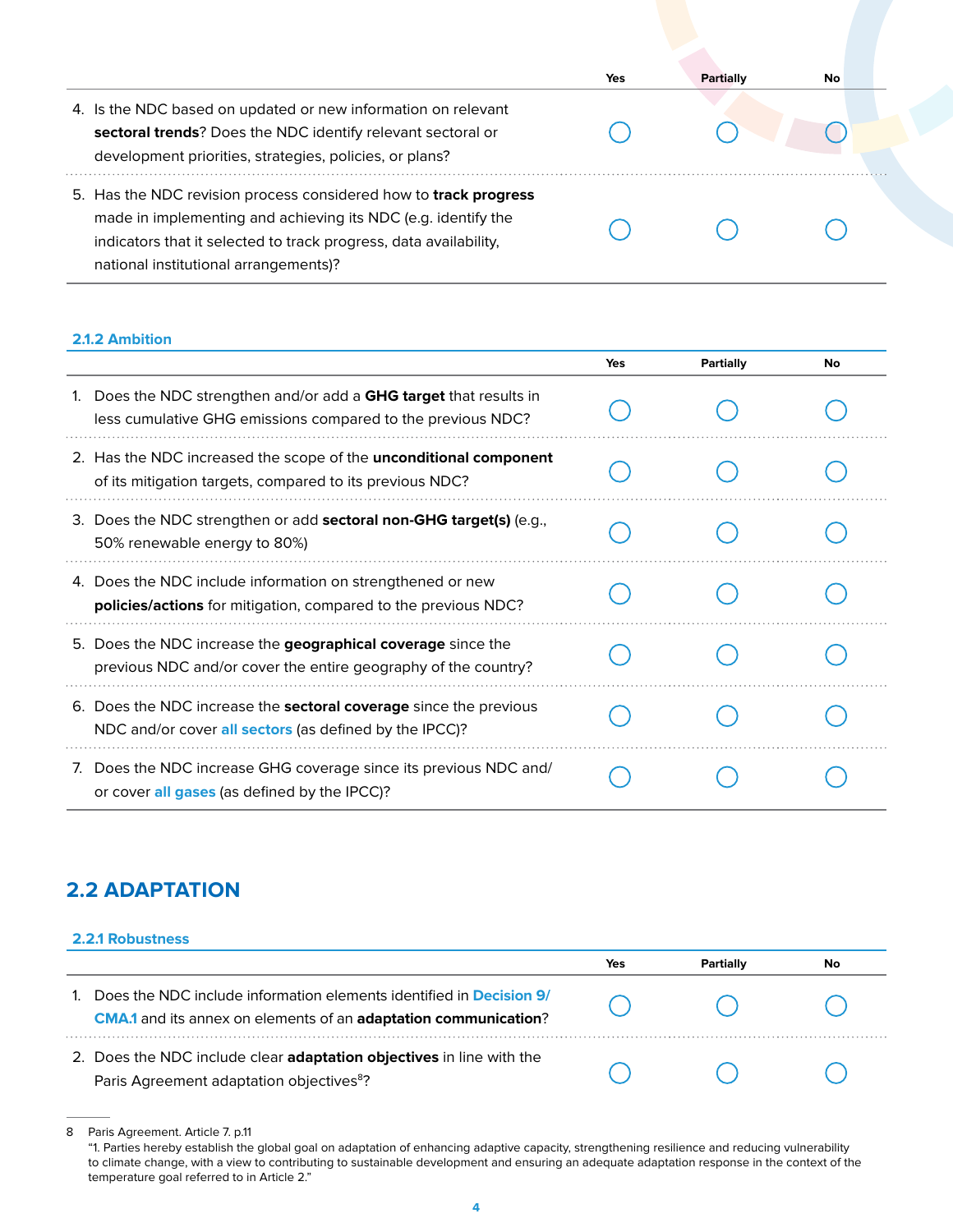| | Yes | Partially | No |
|---|---|---|---|
| 4. Is the NDC based on updated or new information on relevant **sectoral trends**? Does the NDC identify relevant sectoral or development priorities, strategies, policies, or plans? | ◯ | ◯ | ◯ |
| 5. Has the NDC revision process considered how to **track progress** made in implementing and achieving its NDC (e.g. identify the indicators that it selected to track progress, data availability, national institutional arrangements)? | ◯ | ◯ | ◯ |

### 2.1.2 Ambition

| | Yes | Partially | No |
|---|---|---|---|
| 1. Does the NDC strengthen and/or add a **GHG target** that results in less cumulative GHG emissions compared to the previous NDC? | ◯ | ◯ | ◯ |
| 2. Has the NDC increased the scope of the **unconditional component** of its mitigation targets, compared to its previous NDC? | ◯ | ◯ | ◯ |
| 3. Does the NDC strengthen or add **sectoral non-GHG target(s)** (e.g., 50% renewable energy to 80%) | ◯ | ◯ | ◯ |
| 4. Does the NDC include information on strengthened or new **policies/actions** for mitigation, compared to the previous NDC? | ◯ | ◯ | ◯ |
| 5. Does the NDC increase the **geographical coverage** since the previous NDC and/or cover the entire geography of the country? | ◯ | ◯ | ◯ |
| 6. Does the NDC increase the **sectoral coverage** since the previous NDC and/or cover all sectors (as defined by the IPCC)? | ◯ | ◯ | ◯ |
| 7. Does the NDC increase GHG coverage since its previous NDC and/or cover all gases (as defined by the IPCC)? | ◯ | ◯ | ◯ |

## 2.2 ADAPTATION

### 2.2.1 Robustness

| | Yes | Partially | No |
|---|---|---|---|
| 1. Does the NDC include information elements identified in Decision 9/CMA.1 and its annex on elements of an **adaptation communication**? | ◯ | ◯ | ◯ |
| 2. Does the NDC include clear **adaptation objectives** in line with the Paris Agreement adaptation objectives[8]? | ◯ | ◯ | ◯ |

8 Paris Agreement. Article 7. p.11
"1. Parties hereby establish the global goal on adaptation of enhancing adaptive capacity, strengthening resilience and reducing vulnerability to climate change, with a view to contributing to sustainable development and ensuring an adequate adaptation response in the context of the temperature goal referred to in Article 2."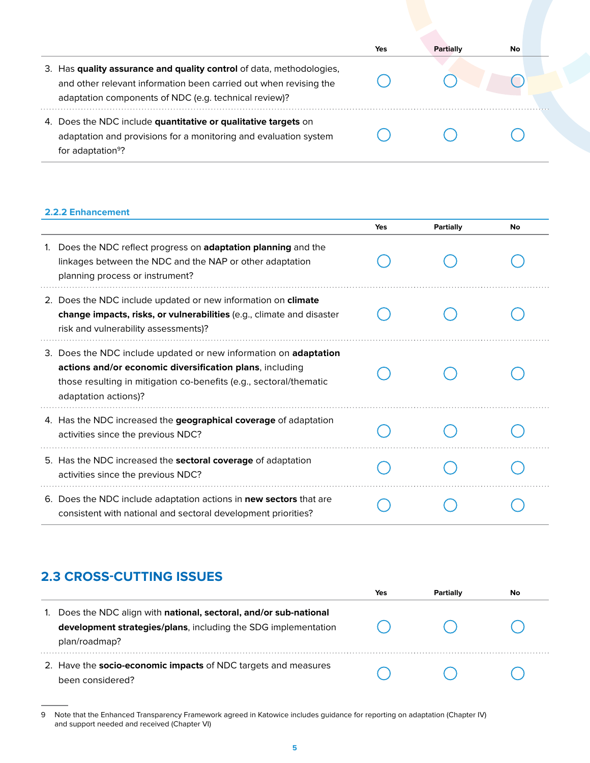| | Yes | Partially | No |
|---|---|---|---|
| 3. Has **quality assurance and quality control** of data, methodologies, and other relevant information been carried out when revising the adaptation components of NDC (e.g. technical review)? | ◯ | ◯ | ◯ |
| 4. Does the NDC include **quantitative or qualitative targets** on adaptation and provisions for a monitoring and evaluation system for adaptation[9]? | ◯ | ◯ | ◯ |

### 2.2.2 Enhancement

| | Yes | Partially | No |
|---|---|---|---|
| 1. Does the NDC reflect progress on **adaptation planning** and the linkages between the NDC and the NAP or other adaptation planning process or instrument? | ◯ | ◯ | ◯ |
| 2. Does the NDC include updated or new information on **climate change impacts, risks, or vulnerabilities** (e.g., climate and disaster risk and vulnerability assessments)? | ◯ | ◯ | ◯ |
| 3. Does the NDC include updated or new information on **adaptation actions and/or economic diversification plans**, including those resulting in mitigation co-benefits (e.g., sectoral/thematic adaptation actions)? | ◯ | ◯ | ◯ |
| 4. Has the NDC increased the **geographical coverage** of adaptation activities since the previous NDC? | ◯ | ◯ | ◯ |
| 5. Has the NDC increased the **sectoral coverage** of adaptation activities since the previous NDC? | ◯ | ◯ | ◯ |
| 6. Does the NDC include adaptation actions in **new sectors** that are consistent with national and sectoral development priorities? | ◯ | ◯ | ◯ |

## 2.3 CROSS-CUTTING ISSUES

| | Yes | Partially | No |
|---|---|---|---|
| 1. Does the NDC align with **national, sectoral, and/or sub-national development strategies/plans**, including the SDG implementation plan/roadmap? | ◯ | ◯ | ◯ |
| 2. Have the **socio-economic impacts** of NDC targets and measures been considered? | ◯ | ◯ | ◯ |

9 Note that the Enhanced Transparency Framework agreed in Katowice includes guidance for reporting on adaptation (Chapter IV) and support needed and received (Chapter VI)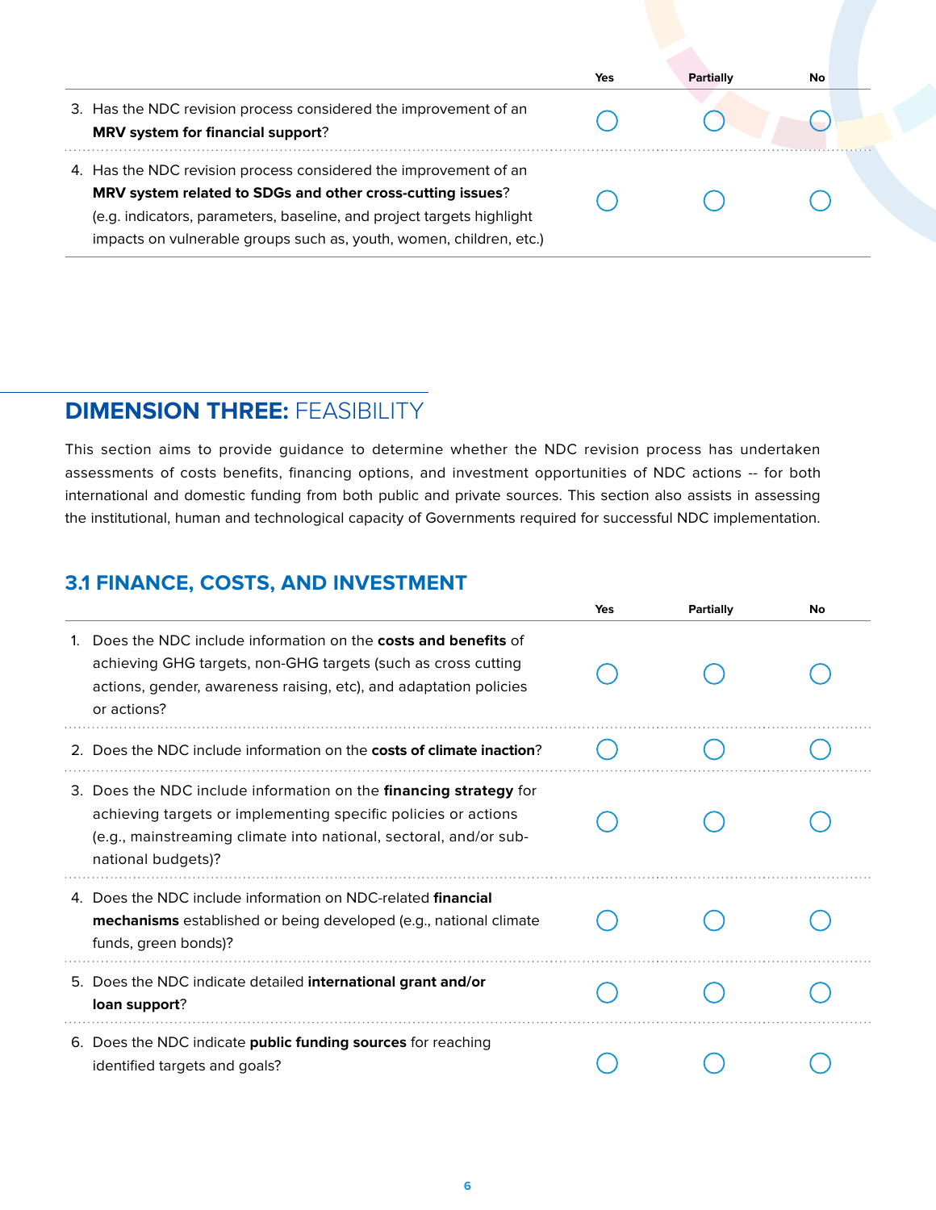| | Yes | Partially | No |
|---|---|---|---|
| 3. Has the NDC revision process considered the improvement of an **MRV system for financial support**? | ◯ | ◯ | ◯ |
| 4. Has the NDC revision process considered the improvement of an **MRV system related to SDGs and other cross-cutting issues**? (e.g. indicators, parameters, baseline, and project targets highlight impacts on vulnerable groups such as, youth, women, children, etc.) | ◯ | ◯ | ◯ |

## DIMENSION THREE: FEASIBILITY

This section aims to provide guidance to determine whether the NDC revision process has undertaken assessments of costs benefits, financing options, and investment opportunities of NDC actions -- for both international and domestic funding from both public and private sources. This section also assists in assessing the institutional, human and technological capacity of Governments required for successful NDC implementation.

### 3.1 FINANCE, COSTS, AND INVESTMENT

| | Yes | Partially | No |
|---|---|---|---|
| 1. Does the NDC include information on the **costs and benefits** of achieving GHG targets, non-GHG targets (such as cross cutting actions, gender, awareness raising, etc), and adaptation policies or actions? | ◯ | ◯ | ◯ |
| 2. Does the NDC include information on the **costs of climate inaction**? | ◯ | ◯ | ◯ |
| 3. Does the NDC include information on the **financing strategy** for achieving targets or implementing specific policies or actions (e.g., mainstreaming climate into national, sectoral, and/or sub-national budgets)? | ◯ | ◯ | ◯ |
| 4. Does the NDC include information on NDC-related **financial mechanisms** established or being developed (e.g., national climate funds, green bonds)? | ◯ | ◯ | ◯ |
| 5. Does the NDC indicate detailed **international grant and/or loan support**? | ◯ | ◯ | ◯ |
| 6. Does the NDC indicate **public funding sources** for reaching identified targets and goals? | ◯ | ◯ | ◯ |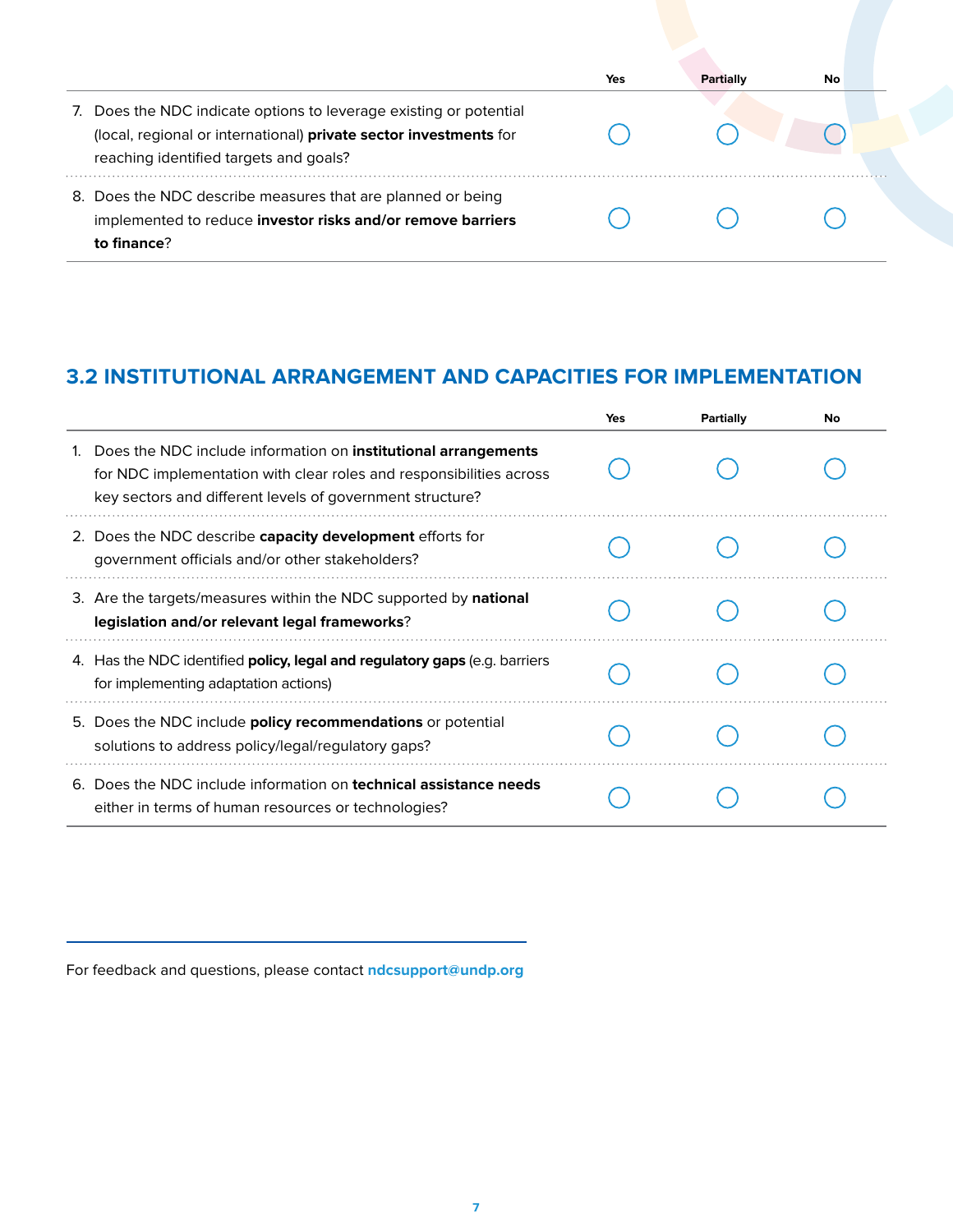| | Yes | Partially | No |
|---|---|---|---|
| 7. Does the NDC indicate options to leverage existing or potential (local, regional or international) **private sector investments** for reaching identified targets and goals? | ◯ | ◯ | ◯ |
| 8. Does the NDC describe measures that are planned or being implemented to reduce **investor risks and/or remove barriers to finance**? | ◯ | ◯ | ◯ |

## 3.2 INSTITUTIONAL ARRANGEMENT AND CAPACITIES FOR IMPLEMENTATION

| | Yes | Partially | No |
|---|---|---|---|
| 1. Does the NDC include information on **institutional arrangements** for NDC implementation with clear roles and responsibilities across key sectors and different levels of government structure? | ◯ | ◯ | ◯ |
| 2. Does the NDC describe **capacity development** efforts for government officials and/or other stakeholders? | ◯ | ◯ | ◯ |
| 3. Are the targets/measures within the NDC supported by **national legislation and/or relevant legal frameworks**? | ◯ | ◯ | ◯ |
| 4. Has the NDC identified **policy, legal and regulatory gaps** (e.g. barriers for implementing adaptation actions) | ◯ | ◯ | ◯ |
| 5. Does the NDC include **policy recommendations** or potential solutions to address policy/legal/regulatory gaps? | ◯ | ◯ | ◯ |
| 6. Does the NDC include information on **technical assistance needs** either in terms of human resources or technologies? | ◯ | ◯ | ◯ |

For feedback and questions, please contact **ndcsupport@undp.org**